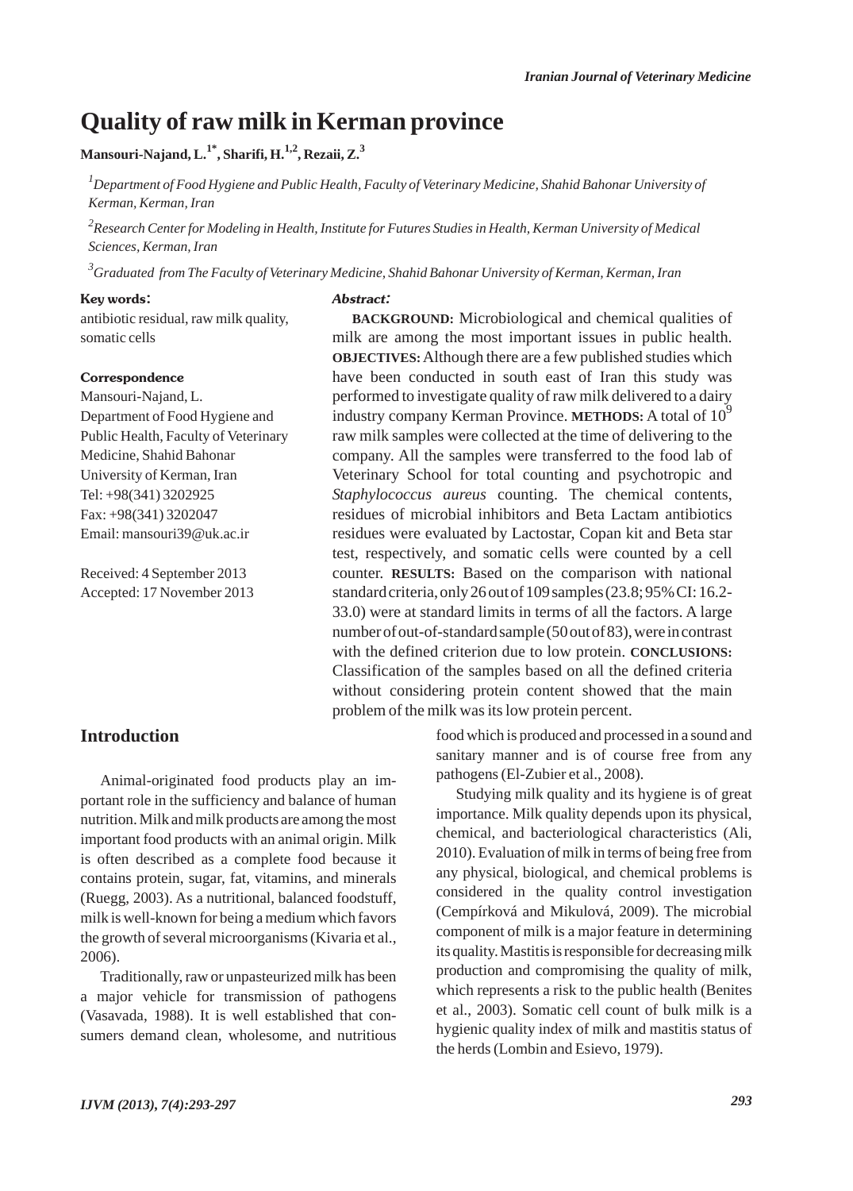# Quality of raw milk in Kerman province

**Mansouri-Najand, L.[1*], Sharifi, H.[1,2], Rezaii, Z.[3]**

*[1]Department of Food Hygiene and Public Health, Faculty of Veterinary Medicine, Shahid Bahonar University of Kerman, Kerman, Iran*

*[2]Research Center for Modeling in Health, Institute for Futures Studies in Health, Kerman University of Medical Sciences, Kerman, Iran*

*[3]Graduated from The Faculty of Veterinary Medicine, Shahid Bahonar University of Kerman, Kerman, Iran*

**Key words:**

antibiotic residual, raw milk quality, somatic cells

**Correspondence**

Mansouri-Najand, L.
Department of Food Hygiene and Public Health, Faculty of Veterinary Medicine, Shahid Bahonar University of Kerman, Iran
Tel: +98(341) 3202925
Fax: +98(341) 3202047
Email: mansouri39@uk.ac.ir

Received: 4 September 2013
Accepted: 17 November 2013

***Abstract:***

**BACKGROUND:** Microbiological and chemical qualities of milk are among the most important issues in public health. **OBJECTIVES:** Although there are a few published studies which have been conducted in south east of Iran this study was performed to investigate quality of raw milk delivered to a dairy industry company Kerman Province. **METHODS:** A total of $10^9$ raw milk samples were collected at the time of delivering to the company. All the samples were transferred to the food lab of Veterinary School for total counting and psychotropic and *Staphylococcus aureus* counting. The chemical contents, residues of microbial inhibitors and Beta Lactam antibiotics residues were evaluated by Lactostar, Copan kit and Beta star test, respectively, and somatic cells were counted by a cell counter. **RESULTS:** Based on the comparison with national standard criteria, only 26 out of 109 samples (23.8; 95% CI: 16.2-33.0) were at standard limits in terms of all the factors. A large number of out-of-standard sample (50 out of 83), were in contrast with the defined criterion due to low protein. **CONCLUSIONS:** Classification of the samples based on all the defined criteria without considering protein content showed that the main problem of the milk was its low protein percent.

## Introduction

Animal-originated food products play an important role in the sufficiency and balance of human nutrition. Milk and milk products are among the most important food products with an animal origin. Milk is often described as a complete food because it contains protein, sugar, fat, vitamins, and minerals (Ruegg, 2003). As a nutritional, balanced foodstuff, milk is well-known for being a medium which favors the growth of several microorganisms (Kivaria et al., 2006).

Traditionally, raw or unpasteurized milk has been a major vehicle for transmission of pathogens (Vasavada, 1988). It is well established that consumers demand clean, wholesome, and nutritious food which is produced and processed in a sound and sanitary manner and is of course free from any pathogens (El-Zubier et al., 2008).

Studying milk quality and its hygiene is of great importance. Milk quality depends upon its physical, chemical, and bacteriological characteristics (Ali, 2010). Evaluation of milk in terms of being free from any physical, biological, and chemical problems is considered in the quality control investigation (Cempírková and Mikulová, 2009). The microbial component of milk is a major feature in determining its quality. Mastitis is responsible for decreasing milk production and compromising the quality of milk, which represents a risk to the public health (Benites et al., 2003). Somatic cell count of bulk milk is a hygienic quality index of milk and mastitis status of the herds (Lombin and Esievo, 1979).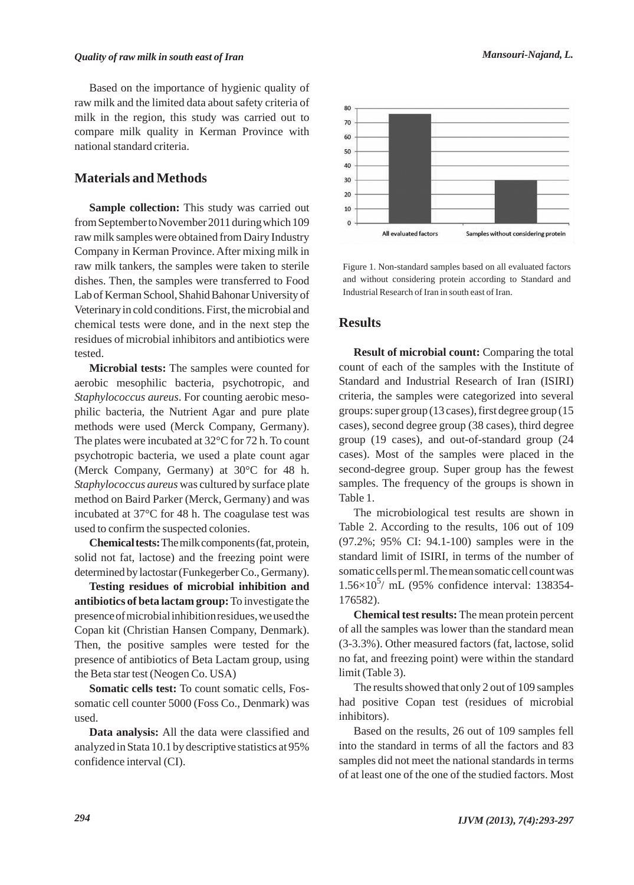Based on the importance of hygienic quality of raw milk and the limited data about safety criteria of milk in the region, this study was carried out to compare milk quality in Kerman Province with national standard criteria.

## Materials and Methods

**Sample collection:** This study was carried out from September to November 2011 during which 109 raw milk samples were obtained from Dairy Industry Company in Kerman Province. After mixing milk in raw milk tankers, the samples were taken to sterile dishes. Then, the samples were transferred to Food Lab of Kerman School, Shahid Bahonar University of Veterinary in cold conditions. First, the microbial and chemical tests were done, and in the next step the residues of microbial inhibitors and antibiotics were tested.

**Microbial tests:** The samples were counted for aerobic mesophilic bacteria, psychotropic, and *Staphylococcus aureus*. For counting aerobic mesophilic bacteria, the Nutrient Agar and pure plate methods were used (Merck Company, Germany). The plates were incubated at 32°C for 72 h. To count psychotropic bacteria, we used a plate count agar (Merck Company, Germany) at 30°C for 48 h. *Staphylococcus aureus* was cultured by surface plate method on Baird Parker (Merck, Germany) and was incubated at 37°C for 48 h. The coagulase test was used to confirm the suspected colonies.

**Chemical tests:** The milk components (fat, protein, solid not fat, lactose) and the freezing point were determined by lactostar (Funkegerber Co., Germany).

**Testing residues of microbial inhibition and antibiotics of beta lactam group:** To investigate the presence of microbial inhibition residues, we used the Copan kit (Christian Hansen Company, Denmark). Then, the positive samples were tested for the presence of antibiotics of Beta Lactam group, using the Beta star test (Neogen Co. USA)

**Somatic cells test:** To count somatic cells, Fossomatic cell counter 5000 (Foss Co., Denmark) was used.

**Data analysis:** All the data were classified and analyzed in Stata 10.1 by descriptive statistics at 95% confidence interval (CI).

| | All evaluated factors | Samples without considering protein |
|---|---|---|
| Non-standard samples | ~76 | ~30 |

Figure 1. Non-standard samples based on all evaluated factors and without considering protein according to Standard and Industrial Research of Iran in south east of Iran.

## Results

**Result of microbial count:** Comparing the total count of each of the samples with the Institute of Standard and Industrial Research of Iran (ISIRI) criteria, the samples were categorized into several groups: super group (13 cases), first degree group (15 cases), second degree group (38 cases), third degree group (19 cases), and out-of-standard group (24 cases). Most of the samples were placed in the second-degree group. Super group has the fewest samples. The frequency of the groups is shown in Table 1.

The microbiological test results are shown in Table 2. According to the results, 106 out of 109 (97.2%; 95% CI: 94.1-100) samples were in the standard limit of ISIRI, in terms of the number of somatic cells per ml. The mean somatic cell count was $1.56\times10^5$/ mL (95% confidence interval: 138354-176582).

**Chemical test results:** The mean protein percent of all the samples was lower than the standard mean (3-3.3%). Other measured factors (fat, lactose, solid no fat, and freezing point) were within the standard limit (Table 3).

The results showed that only 2 out of 109 samples had positive Copan test (residues of microbial inhibitors).

Based on the results, 26 out of 109 samples fell into the standard in terms of all the factors and 83 samples did not meet the national standards in terms of at least one of the one of the studied factors. Most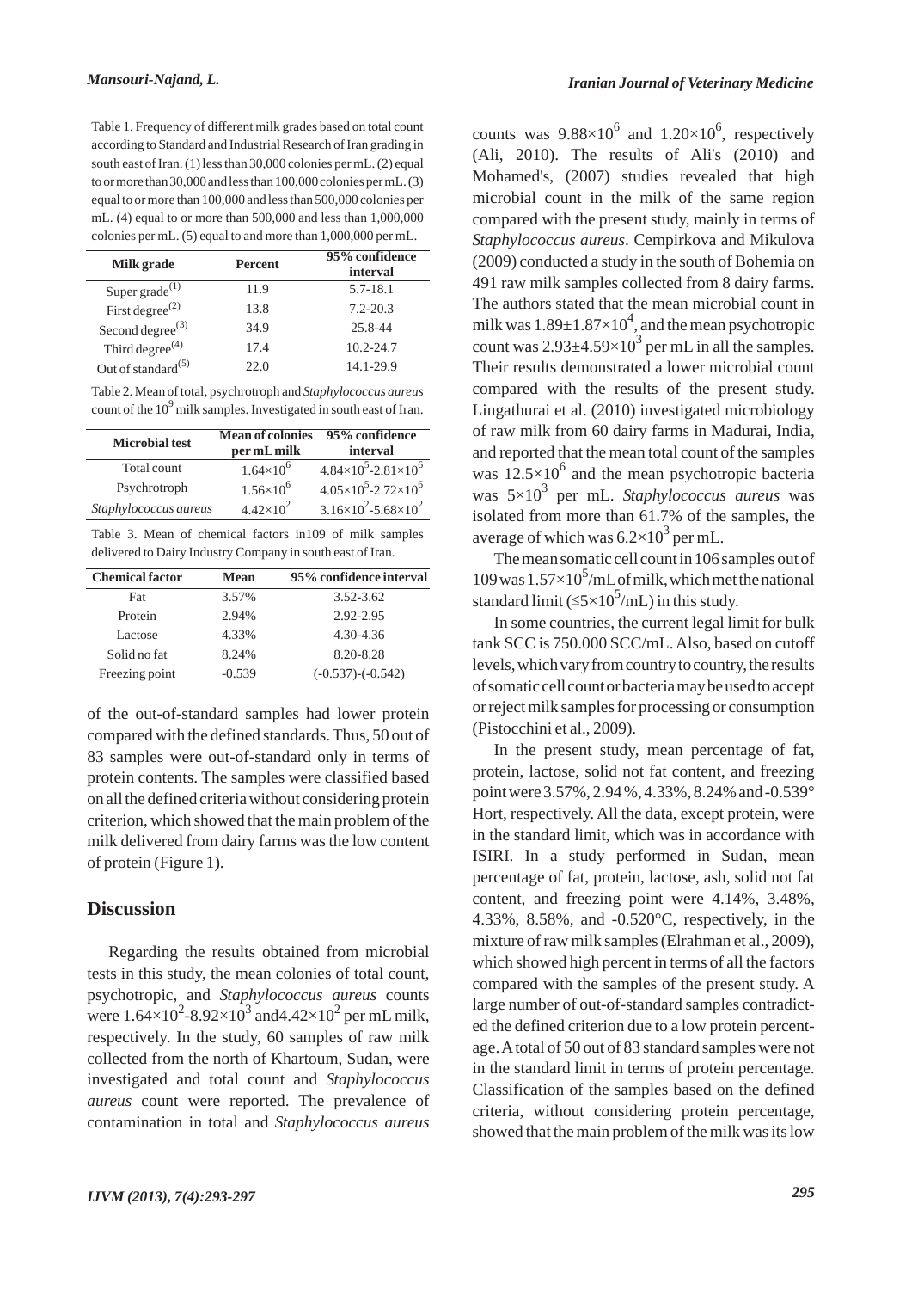Table 1. Frequency of different milk grades based on total count according to Standard and Industrial Research of Iran grading in south east of Iran. (1) less than 30,000 colonies per mL. (2) equal to or more than 30,000 and less than 100,000 colonies per mL. (3) equal to or more than 100,000 and less than 500,000 colonies per mL. (4) equal to or more than 500,000 and less than 1,000,000 colonies per mL. (5) equal to and more than 1,000,000 per mL.

| Milk grade | Percent | 95% confidence interval |
|---|---|---|
| Super grade[(1)] | 11.9 | 5.7-18.1 |
| First degree[(2)] | 13.8 | 7.2-20.3 |
| Second degree[(3)] | 34.9 | 25.8-44 |
| Third degree[(4)] | 17.4 | 10.2-24.7 |
| Out of standard[(5)] | 22.0 | 14.1-29.9 |

Table 2. Mean of total, psychrotroph and *Staphylococcus aureus* count of the $10^9$ milk samples. Investigated in south east of Iran.

| Microbial test | Mean of colonies per mL milk | 95% confidence interval |
|---|---|---|
| Total count | $1.64\times10^6$ | $4.84\times10^5$-$2.81\times10^6$ |
| Psychrotroph | $1.56\times10^6$ | $4.05\times10^5$-$2.72\times10^6$ |
| *Staphylococcus aureus* | $4.42\times10^2$ | $3.16\times10^2$-$5.68\times10^2$ |

Table 3. Mean of chemical factors in109 of milk samples delivered to Dairy Industry Company in south east of Iran.

| Chemical factor | Mean | 95% confidence interval |
|---|---|---|
| Fat | 3.57% | 3.52-3.62 |
| Protein | 2.94% | 2.92-2.95 |
| Lactose | 4.33% | 4.30-4.36 |
| Solid no fat | 8.24% | 8.20-8.28 |
| Freezing point | -0.539 | (-0.537)-(-0.542) |

of the out-of-standard samples had lower protein compared with the defined standards. Thus, 50 out of 83 samples were out-of-standard only in terms of protein contents. The samples were classified based on all the defined criteria without considering protein criterion, which showed that the main problem of the milk delivered from dairy farms was the low content of protein (Figure 1).

## Discussion

Regarding the results obtained from microbial tests in this study, the mean colonies of total count, psychotropic, and *Staphylococcus aureus* counts were $1.64\times10^2$-$8.92\times10^3$ and$4.42\times10^2$ per mL milk, respectively. In the study, 60 samples of raw milk collected from the north of Khartoum, Sudan, were investigated and total count and *Staphylococcus aureus* count were reported. The prevalence of contamination in total and *Staphylococcus aureus* counts was $9.88\times10^6$ and $1.20\times10^6$, respectively (Ali, 2010). The results of Ali's (2010) and Mohamed's, (2007) studies revealed that high microbial count in the milk of the same region compared with the present study, mainly in terms of *Staphylococcus aureus*. Cempirkova and Mikulova (2009) conducted a study in the south of Bohemia on 491 raw milk samples collected from 8 dairy farms. The authors stated that the mean microbial count in milk was $1.89\pm1.87\times10^4$, and the mean psychotropic count was $2.93\pm4.59\times10^3$ per mL in all the samples. Their results demonstrated a lower microbial count compared with the results of the present study. Lingathurai et al. (2010) investigated microbiology of raw milk from 60 dairy farms in Madurai, India, and reported that the mean total count of the samples was $12.5\times10^6$ and the mean psychotropic bacteria was $5\times10^3$ per mL. *Staphylococcus aureus* was isolated from more than 61.7% of the samples, the average of which was $6.2\times10^3$ per mL.

The mean somatic cell count in 106 samples out of 109 was $1.57\times10^5$/mL of milk, which met the national standard limit ($\leq5\times10^5$/mL) in this study.

In some countries, the current legal limit for bulk tank SCC is 750.000 SCC/mL. Also, based on cutoff levels, which vary from country to country, the results of somatic cell count or bacteria may be used to accept or reject milk samples for processing or consumption (Pistocchini et al., 2009).

In the present study, mean percentage of fat, protein, lactose, solid not fat content, and freezing point were 3.57%, 2.94 %, 4.33%, 8.24% and -0.539° Hort, respectively. All the data, except protein, were in the standard limit, which was in accordance with ISIRI. In a study performed in Sudan, mean percentage of fat, protein, lactose, ash, solid not fat content, and freezing point were 4.14%, 3.48%, 4.33%, 8.58%, and -0.520°C, respectively, in the mixture of raw milk samples (Elrahman et al., 2009), which showed high percent in terms of all the factors compared with the samples of the present study. A large number of out-of-standard samples contradicted the defined criterion due to a low protein percentage. A total of 50 out of 83 standard samples were not in the standard limit in terms of protein percentage. Classification of the samples based on the defined criteria, without considering protein percentage, showed that the main problem of the milk was its low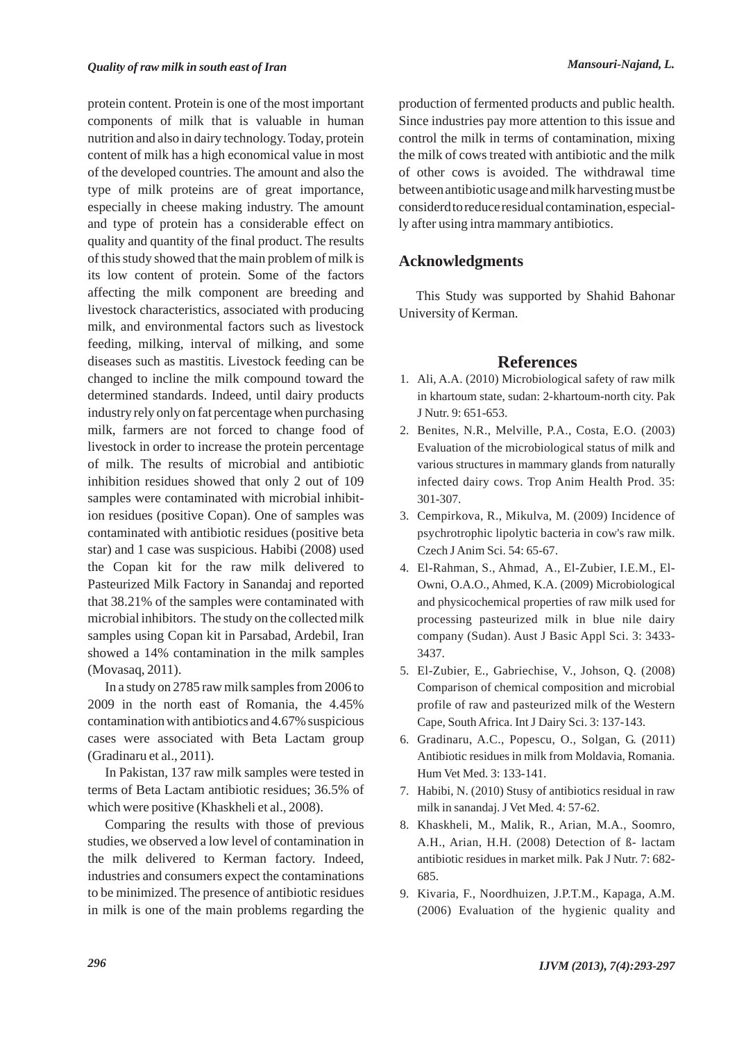protein content. Protein is one of the most important components of milk that is valuable in human nutrition and also in dairy technology. Today, protein content of milk has a high economical value in most of the developed countries. The amount and also the type of milk proteins are of great importance, especially in cheese making industry. The amount and type of protein has a considerable effect on quality and quantity of the final product. The results of this study showed that the main problem of milk is its low content of protein. Some of the factors affecting the milk component are breeding and livestock characteristics, associated with producing milk, and environmental factors such as livestock feeding, milking, interval of milking, and some diseases such as mastitis. Livestock feeding can be changed to incline the milk compound toward the determined standards. Indeed, until dairy products industry rely only on fat percentage when purchasing milk, farmers are not forced to change food of livestock in order to increase the protein percentage of milk. The results of microbial and antibiotic inhibition residues showed that only 2 out of 109 samples were contaminated with microbial inhibition residues (positive Copan). One of samples was contaminated with antibiotic residues (positive beta star) and 1 case was suspicious. Habibi (2008) used the Copan kit for the raw milk delivered to Pasteurized Milk Factory in Sanandaj and reported that 38.21% of the samples were contaminated with microbial inhibitors. The study on the collected milk samples using Copan kit in Parsabad, Ardebil, Iran showed a 14% contamination in the milk samples (Movasaq, 2011).

In a study on 2785 raw milk samples from 2006 to 2009 in the north east of Romania, the 4.45% contamination with antibiotics and 4.67% suspicious cases were associated with Beta Lactam group (Gradinaru et al., 2011).

In Pakistan, 137 raw milk samples were tested in terms of Beta Lactam antibiotic residues; 36.5% of which were positive (Khaskheli et al., 2008).

Comparing the results with those of previous studies, we observed a low level of contamination in the milk delivered to Kerman factory. Indeed, industries and consumers expect the contaminations to be minimized. The presence of antibiotic residues in milk is one of the main problems regarding the production of fermented products and public health. Since industries pay more attention to this issue and control the milk in terms of contamination, mixing the milk of cows treated with antibiotic and the milk of other cows is avoided. The withdrawal time between antibiotic usage and milk harvesting must be considerd to reduce residual contamination, especially after using intra mammary antibiotics.

## Acknowledgments

This Study was supported by Shahid Bahonar University of Kerman.

## References

1. Ali, A.A. (2010) Microbiological safety of raw milk in khartoum state, sudan: 2-khartoum-north city. Pak J Nutr. 9: 651-653.
2. Benites, N.R., Melville, P.A., Costa, E.O. (2003) Evaluation of the microbiological status of milk and various structures in mammary glands from naturally infected dairy cows. Trop Anim Health Prod. 35: 301-307.
3. Cempirkova, R., Mikulva, M. (2009) Incidence of psychrotrophic lipolytic bacteria in cow's raw milk. Czech J Anim Sci. 54: 65-67.
4. El-Rahman, S., Ahmad, A., El-Zubier, I.E.M., El-Owni, O.A.O., Ahmed, K.A. (2009) Microbiological and physicochemical properties of raw milk used for processing pasteurized milk in blue nile dairy company (Sudan). Aust J Basic Appl Sci. 3: 3433-3437.
5. El-Zubier, E., Gabriechise, V., Johson, Q. (2008) Comparison of chemical composition and microbial profile of raw and pasteurized milk of the Western Cape, South Africa. Int J Dairy Sci. 3: 137-143.
6. Gradinaru, A.C., Popescu, O., Solgan, G. (2011) Antibiotic residues in milk from Moldavia, Romania. Hum Vet Med. 3: 133-141.
7. Habibi, N. (2010) Stusy of antibiotics residual in raw milk in sanandaj. J Vet Med. 4: 57-62.
8. Khaskheli, M., Malik, R., Arian, M.A., Soomro, A.H., Arian, H.H. (2008) Detection of ß- lactam antibiotic residues in market milk. Pak J Nutr. 7: 682-685.
9. Kivaria, F., Noordhuizen, J.P.T.M., Kapaga, A.M. (2006) Evaluation of the hygienic quality and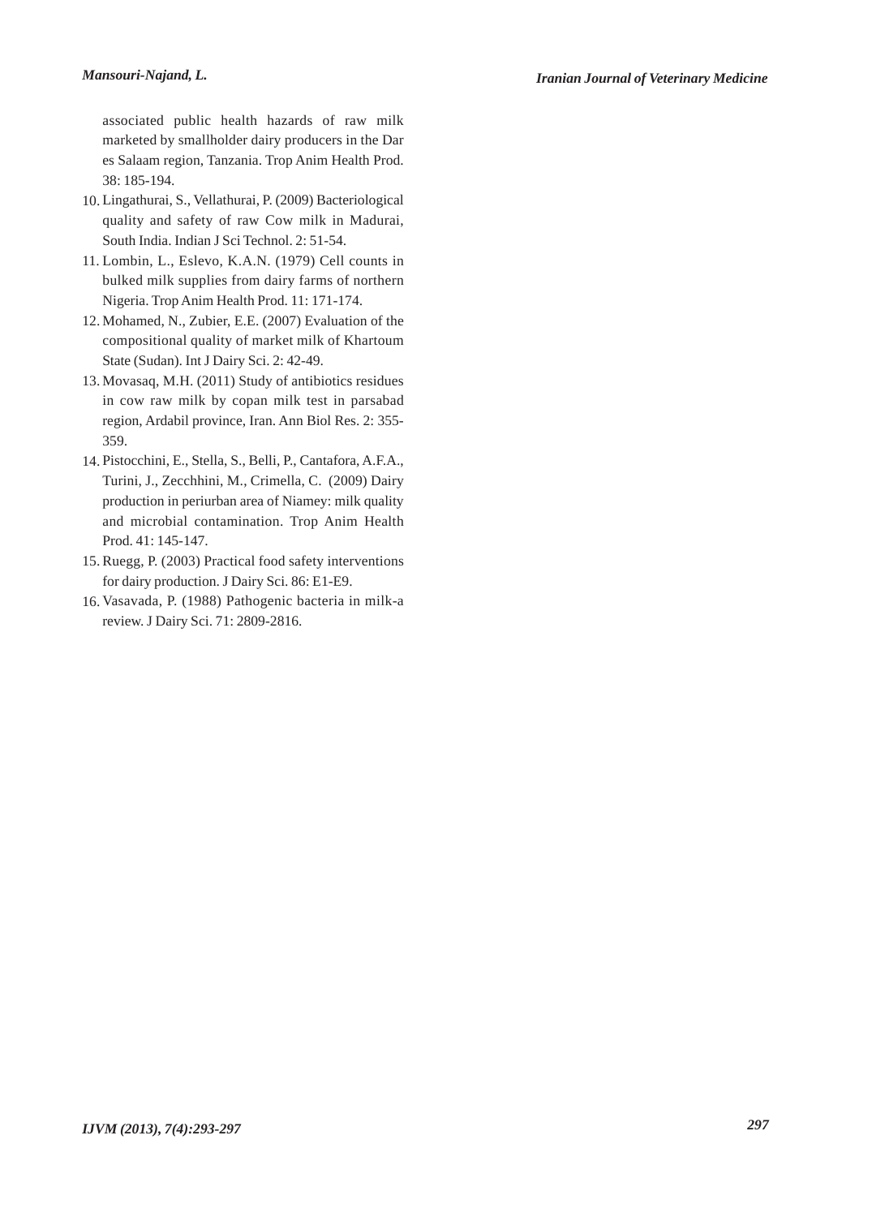associated public health hazards of raw milk marketed by smallholder dairy producers in the Dar es Salaam region, Tanzania. Trop Anim Health Prod. 38: 185-194.

10. Lingathurai, S., Vellathurai, P. (2009) Bacteriological quality and safety of raw Cow milk in Madurai, South India. Indian J Sci Technol. 2: 51-54.
11. Lombin, L., Eslevo, K.A.N. (1979) Cell counts in bulked milk supplies from dairy farms of northern Nigeria. Trop Anim Health Prod. 11: 171-174.
12. Mohamed, N., Zubier, E.E. (2007) Evaluation of the compositional quality of market milk of Khartoum State (Sudan). Int J Dairy Sci. 2: 42-49.
13. Movasaq, M.H. (2011) Study of antibiotics residues in cow raw milk by copan milk test in parsabad region, Ardabil province, Iran. Ann Biol Res. 2: 355-359.
14. Pistocchini, E., Stella, S., Belli, P., Cantafora, A.F.A., Turini, J., Zecchhini, M., Crimella, C. (2009) Dairy production in periurban area of Niamey: milk quality and microbial contamination. Trop Anim Health Prod. 41: 145-147.
15. Ruegg, P. (2003) Practical food safety interventions for dairy production. J Dairy Sci. 86: E1-E9.
16. Vasavada, P. (1988) Pathogenic bacteria in milk-a review. J Dairy Sci. 71: 2809-2816.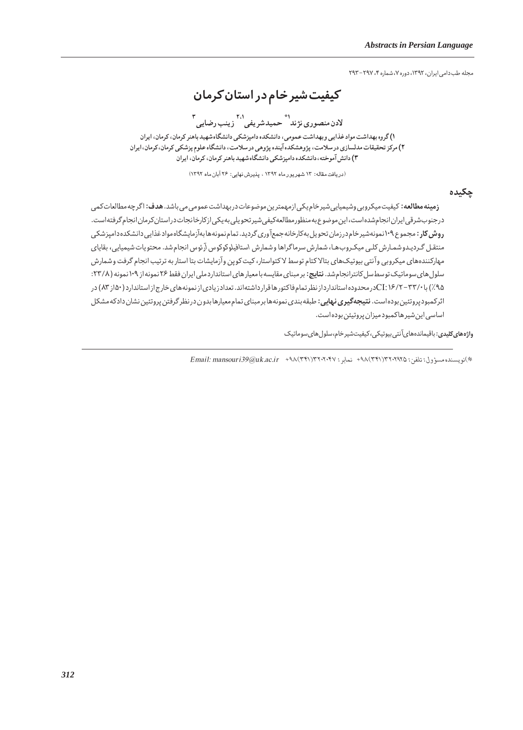مجله طب دامی ایران، ۱۳۹۲، دوره ۷، شماره ۴، ۲۹۷-۲۹۳

# کیفیت شیر خام در استان کرمان

**لادن منصوری نژند[1*] حمید شریفی[2،1] زینب رضایی[3]**

**۱) گروه بهداشت مواد غذایی و بهداشت عمومی، دانشکده دامپزشکی دانشگاه شهید باهنر کرمان، کرمان، ایران**
**۲) مرکز تحقیقات مدلسازی در سلامت، پژوهشکده آینده پژوهی در سلامت، دانشگاه علوم پزشکی کرمان، کرمان، ایران**
**۳) دانش آموخته، دانشکده دامپزشکی دانشگاه شهید باهنر کرمان، کرمان، ایران**

(دریافت مقاله: ۱۳ شهریور ماه ۱۳۹۲ ، پذیرش نهایی: ۲۶ آبان ماه ۱۳۹۲)

## چکیده

**زمینه مطالعه:** کیفیت میکروبی و شیمیایی شیر خام یکی از مهمترین موضوعات در بهداشت عمومی می باشد. **هدف:** اگرچه مطالعات کمی در جنوب شرقی ایران انجام شده است، این موضوع به منظور مطالعه کیفی شیر تحویلی به یکی از کارخانجات در استان کرمان انجام گرفته است. **روش کار:** مجموع ۱۰۹ نمونه شیر خام در زمان تحویل به کارخانه جمع آوری گردید. تمام نمونه ها به آزمایشگاه مواد غذایی دانشکده دامپزشکی منتقل گردید و شمارش کلی میکروب ها، شمارش سرماگراها و شمارش استافیلوکوکوس اُرئوس انجام شد. محتویات شیمیایی، بقایای مهارکننده های میکروبی و آنتی بیوتیک های بتالاکتام توسط لاکتواستار، کیت کوپن و آزمایشات بتا استار به ترتیب انجام گرفت و شمارش سلول های سوماتیک توسط سل کانتر انجام شد. **نتایج:** بر مبنای مقایسه با معیارهای استاندارد ملی ایران فقط ۲۶ نمونه از ۱۰۹ نمونه (۲۳/۸٪ با ۹۵٪ :CI ۱۶/۲-۳۳/۰) در محدوده استاندارد از نظر تمام فاکتورها قرار داشته اند. تعداد زیادی از نمونه های خارج از استاندارد (۵۰ از ۸۳) در اثر کمبود پروتئین بوده است. **نتیجه گیری نهایی:** طبقه بندی نمونه ها بر مبنای تمام معیارها بدون در نظر گرفتن پروتئین نشان داد که مشکل اساسی این شیرها کمبود میزان پروتئین بوده است.

**واژه های کلیدی:** باقیمانده های آنتی بیوتیکی، کیفیت شیر خام، سلول های سوماتیک

*) نویسنده مسؤول: تلفن: ۳۲۰۲۹۲۵(۳۴۱)(۹۸)+ نمابر: ۳۲۰۲۰۴۷(۳۴۱)(۹۸)+ Email: mansouri39@uk.ac.ir